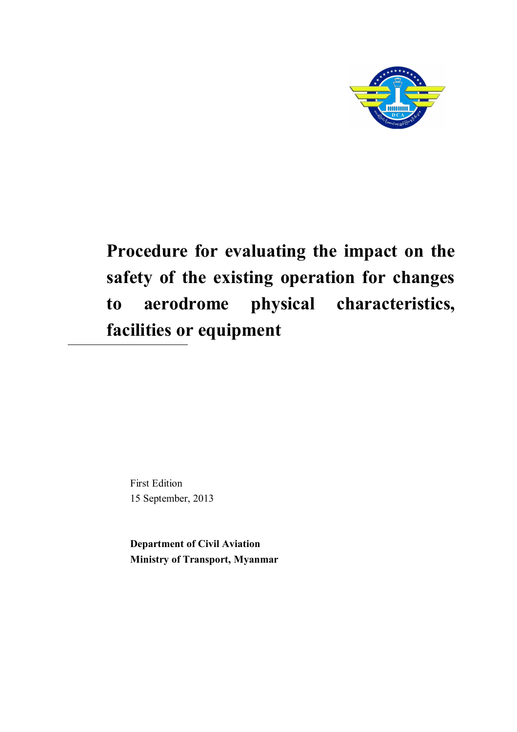# Procedure for evaluating the impact on the safety of the existing operation for changes to aerodrome physical characteristics, facilities or equipment

First Edition
15 September, 2013

**Department of Civil Aviation**
**Ministry of Transport, Myanmar**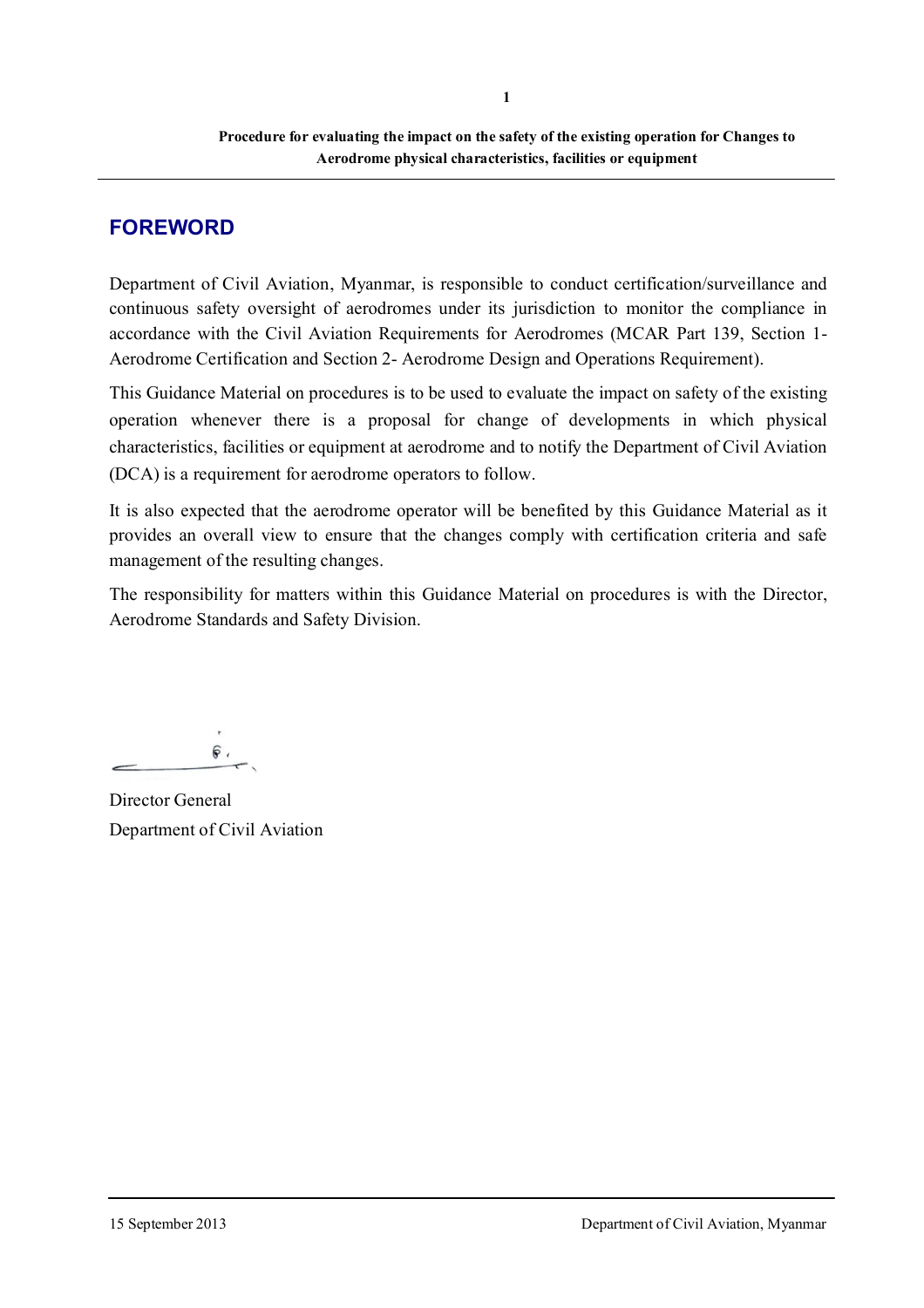## FOREWORD

Department of Civil Aviation, Myanmar, is responsible to conduct certification/surveillance and continuous safety oversight of aerodromes under its jurisdiction to monitor the compliance in accordance with the Civil Aviation Requirements for Aerodromes (MCAR Part 139, Section 1- Aerodrome Certification and Section 2- Aerodrome Design and Operations Requirement).

This Guidance Material on procedures is to be used to evaluate the impact on safety of the existing operation whenever there is a proposal for change of developments in which physical characteristics, facilities or equipment at aerodrome and to notify the Department of Civil Aviation (DCA) is a requirement for aerodrome operators to follow.

It is also expected that the aerodrome operator will be benefited by this Guidance Material as it provides an overall view to ensure that the changes comply with certification criteria and safe management of the resulting changes.

The responsibility for matters within this Guidance Material on procedures is with the Director, Aerodrome Standards and Safety Division.

Director General
Department of Civil Aviation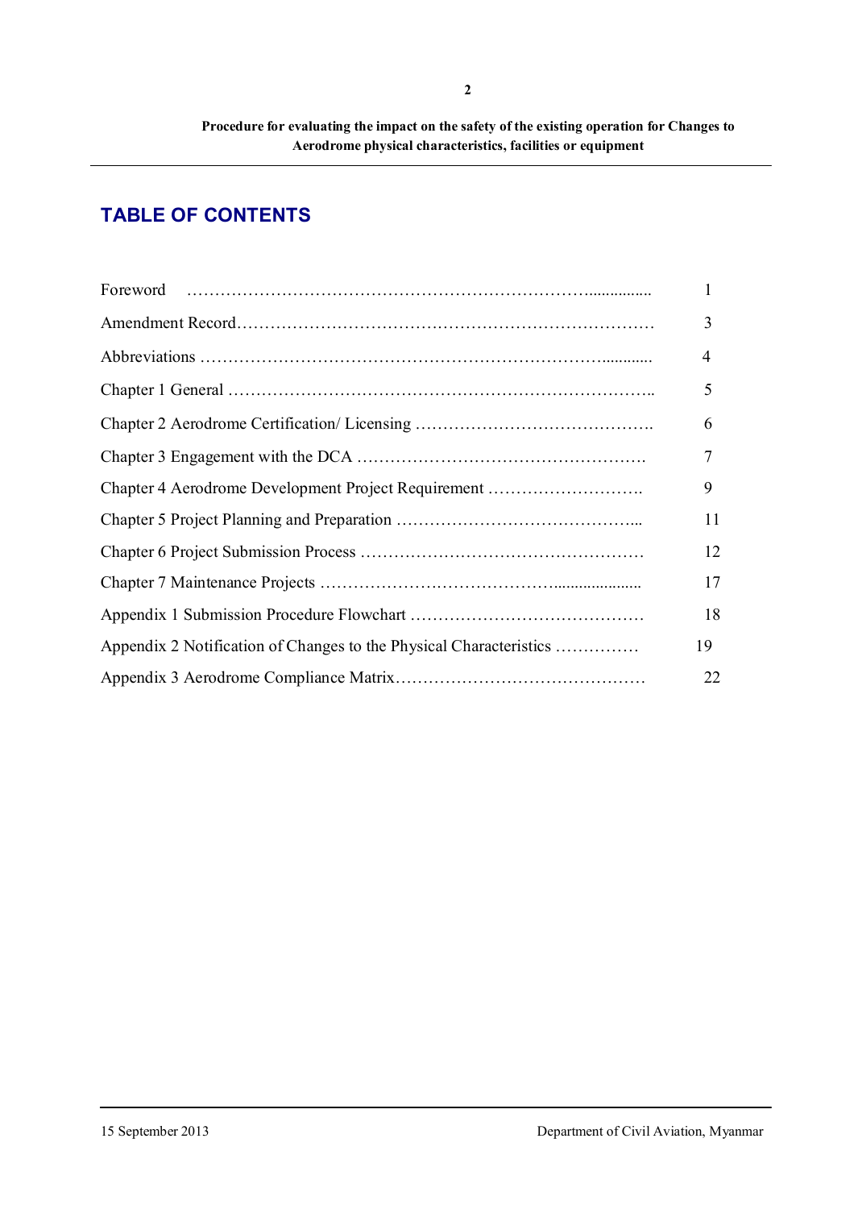## TABLE OF CONTENTS

| | |
|---|---|
| Foreword | 1 |
| Amendment Record | 3 |
| Abbreviations | 4 |
| Chapter 1 General | 5 |
| Chapter 2 Aerodrome Certification/ Licensing | 6 |
| Chapter 3 Engagement with the DCA | 7 |
| Chapter 4 Aerodrome Development Project Requirement | 9 |
| Chapter 5 Project Planning and Preparation | 11 |
| Chapter 6 Project Submission Process | 12 |
| Chapter 7 Maintenance Projects | 17 |
| Appendix 1 Submission Procedure Flowchart | 18 |
| Appendix 2 Notification of Changes to the Physical Characteristics | 19 |
| Appendix 3 Aerodrome Compliance Matrix | 22 |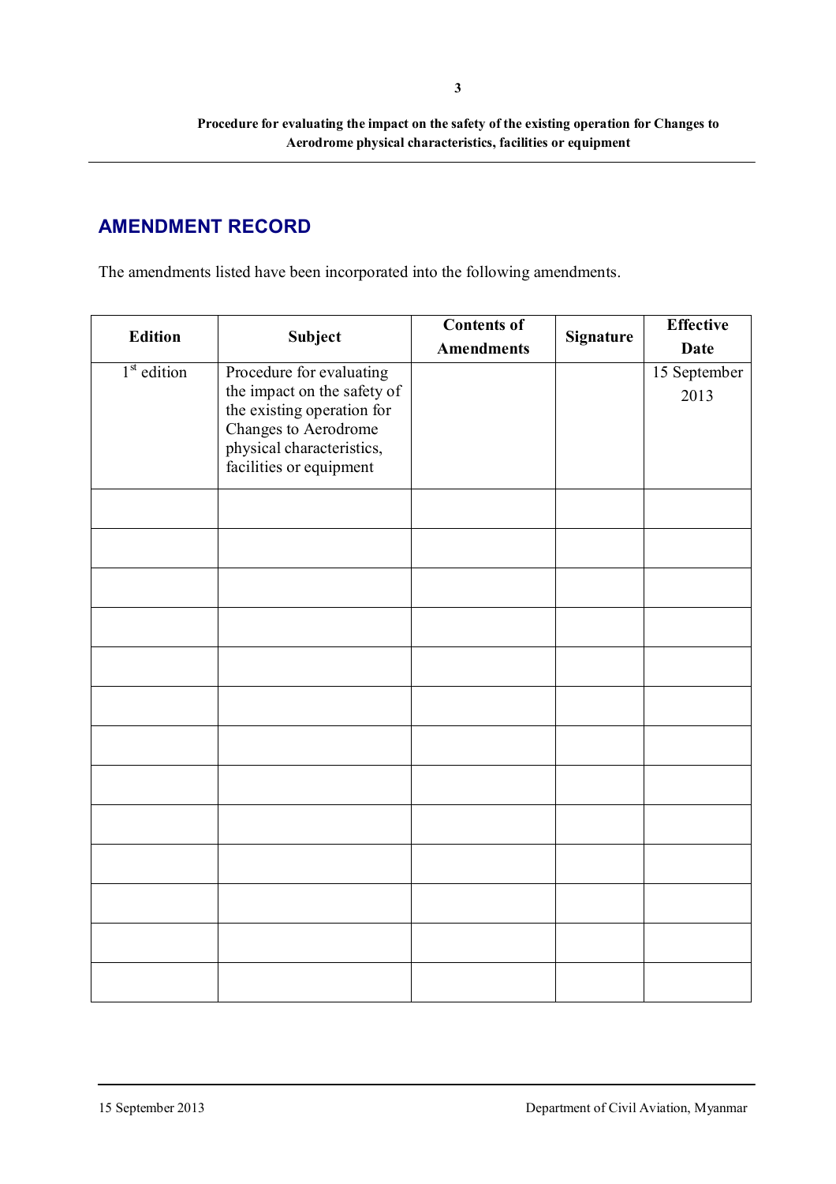## AMENDMENT RECORD

The amendments listed have been incorporated into the following amendments.

| Edition | Subject | Contents of Amendments | Signature | Effective Date |
|---|---|---|---|---|
| 1st edition | Procedure for evaluating the impact on the safety of the existing operation for Changes to Aerodrome physical characteristics, facilities or equipment | | | 15 September 2013 |
| | | | | |
| | | | | |
| | | | | |
| | | | | |
| | | | | |
| | | | | |
| | | | | |
| | | | | |
| | | | | |
| | | | | |
| | | | | |
| | | | | |
| | | | | |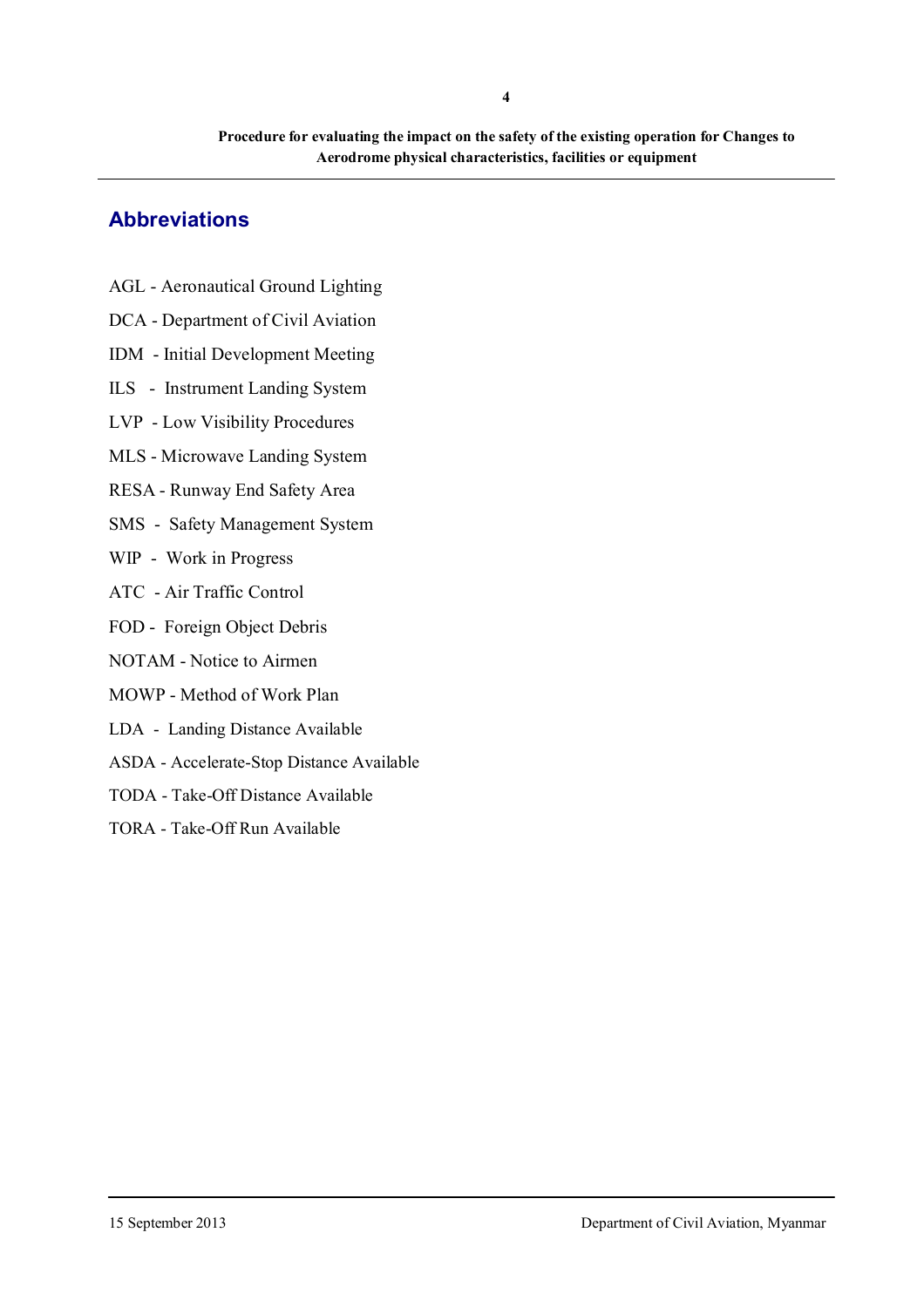## Abbreviations

AGL - Aeronautical Ground Lighting

DCA - Department of Civil Aviation

IDM - Initial Development Meeting

ILS - Instrument Landing System

LVP - Low Visibility Procedures

MLS - Microwave Landing System

RESA - Runway End Safety Area

SMS - Safety Management System

WIP - Work in Progress

ATC - Air Traffic Control

FOD - Foreign Object Debris

NOTAM - Notice to Airmen

MOWP - Method of Work Plan

LDA - Landing Distance Available

ASDA - Accelerate-Stop Distance Available

TODA - Take-Off Distance Available

TORA - Take-Off Run Available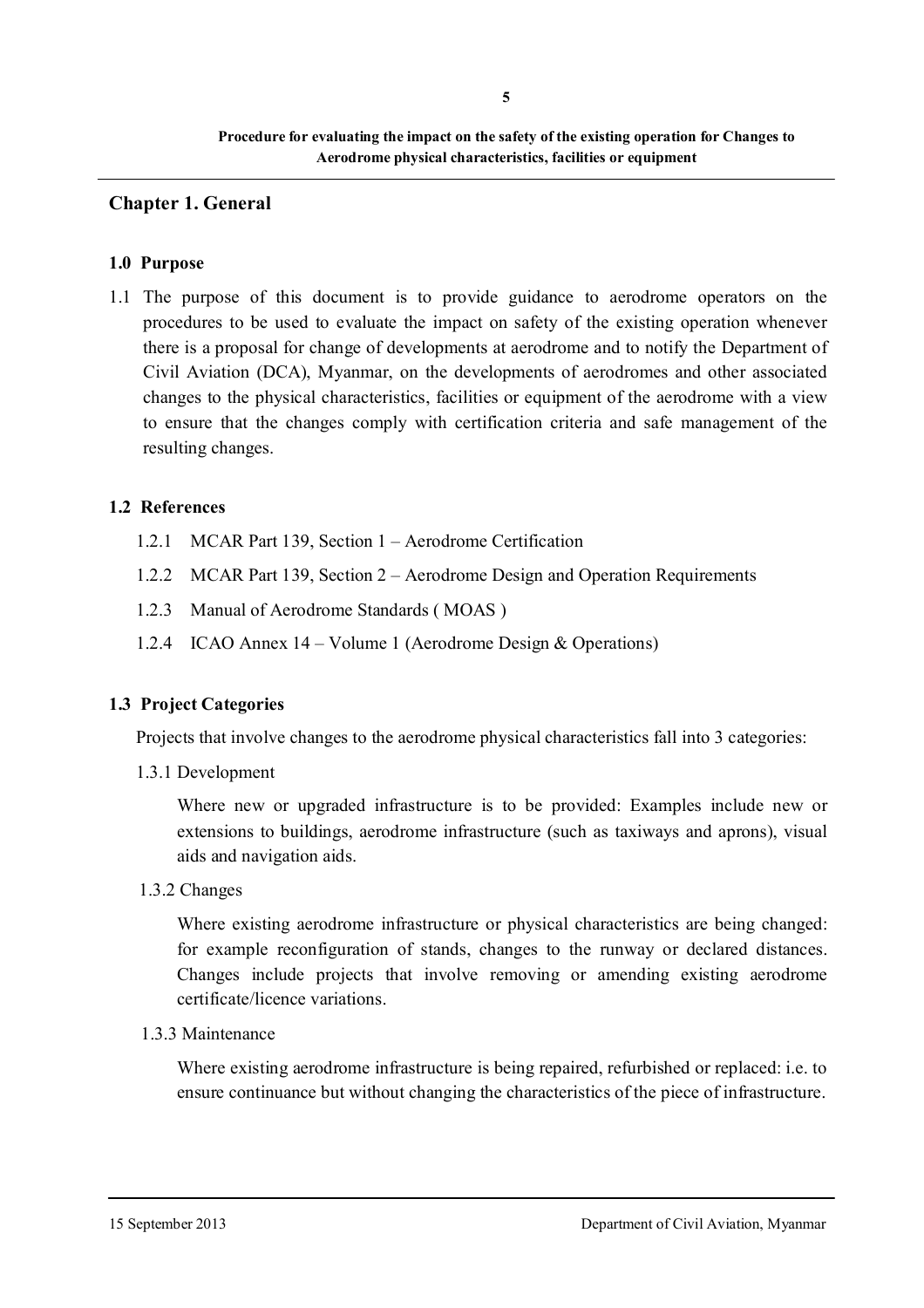## Chapter 1. General

### 1.0 Purpose

1.1 The purpose of this document is to provide guidance to aerodrome operators on the procedures to be used to evaluate the impact on safety of the existing operation whenever there is a proposal for change of developments at aerodrome and to notify the Department of Civil Aviation (DCA), Myanmar, on the developments of aerodromes and other associated changes to the physical characteristics, facilities or equipment of the aerodrome with a view to ensure that the changes comply with certification criteria and safe management of the resulting changes.

### 1.2 References

1.2.1 MCAR Part 139, Section 1 – Aerodrome Certification

1.2.2 MCAR Part 139, Section 2 – Aerodrome Design and Operation Requirements

1.2.3 Manual of Aerodrome Standards ( MOAS )

1.2.4 ICAO Annex 14 – Volume 1 (Aerodrome Design & Operations)

### 1.3 Project Categories

Projects that involve changes to the aerodrome physical characteristics fall into 3 categories:

1.3.1 Development

Where new or upgraded infrastructure is to be provided: Examples include new or extensions to buildings, aerodrome infrastructure (such as taxiways and aprons), visual aids and navigation aids.

1.3.2 Changes

Where existing aerodrome infrastructure or physical characteristics are being changed: for example reconfiguration of stands, changes to the runway or declared distances. Changes include projects that involve removing or amending existing aerodrome certificate/licence variations.

1.3.3 Maintenance

Where existing aerodrome infrastructure is being repaired, refurbished or replaced: i.e. to ensure continuance but without changing the characteristics of the piece of infrastructure.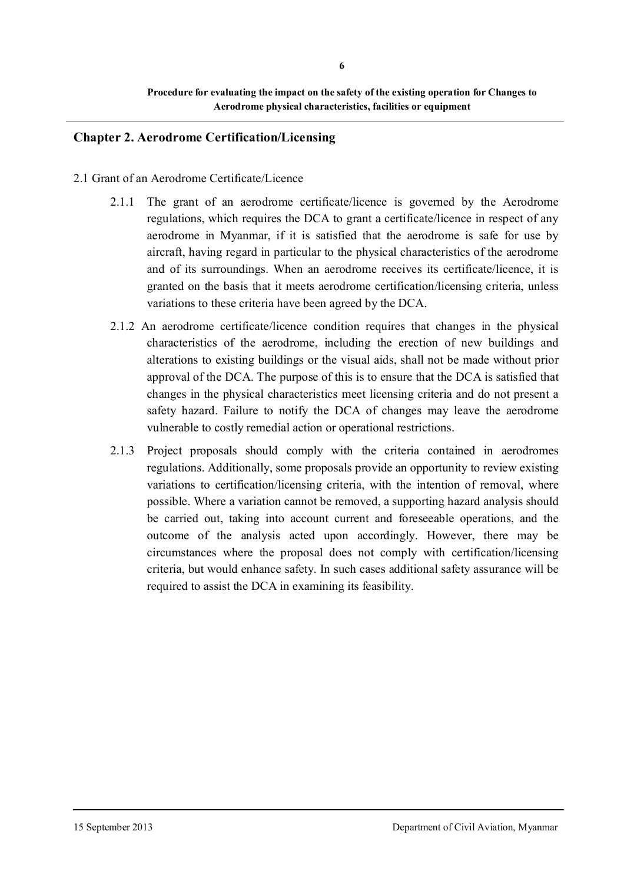## Chapter 2. Aerodrome Certification/Licensing

### 2.1 Grant of an Aerodrome Certificate/Licence

2.1.1 The grant of an aerodrome certificate/licence is governed by the Aerodrome regulations, which requires the DCA to grant a certificate/licence in respect of any aerodrome in Myanmar, if it is satisfied that the aerodrome is safe for use by aircraft, having regard in particular to the physical characteristics of the aerodrome and of its surroundings. When an aerodrome receives its certificate/licence, it is granted on the basis that it meets aerodrome certification/licensing criteria, unless variations to these criteria have been agreed by the DCA.

2.1.2 An aerodrome certificate/licence condition requires that changes in the physical characteristics of the aerodrome, including the erection of new buildings and alterations to existing buildings or the visual aids, shall not be made without prior approval of the DCA. The purpose of this is to ensure that the DCA is satisfied that changes in the physical characteristics meet licensing criteria and do not present a safety hazard. Failure to notify the DCA of changes may leave the aerodrome vulnerable to costly remedial action or operational restrictions.

2.1.3 Project proposals should comply with the criteria contained in aerodromes regulations. Additionally, some proposals provide an opportunity to review existing variations to certification/licensing criteria, with the intention of removal, where possible. Where a variation cannot be removed, a supporting hazard analysis should be carried out, taking into account current and foreseeable operations, and the outcome of the analysis acted upon accordingly. However, there may be circumstances where the proposal does not comply with certification/licensing criteria, but would enhance safety. In such cases additional safety assurance will be required to assist the DCA in examining its feasibility.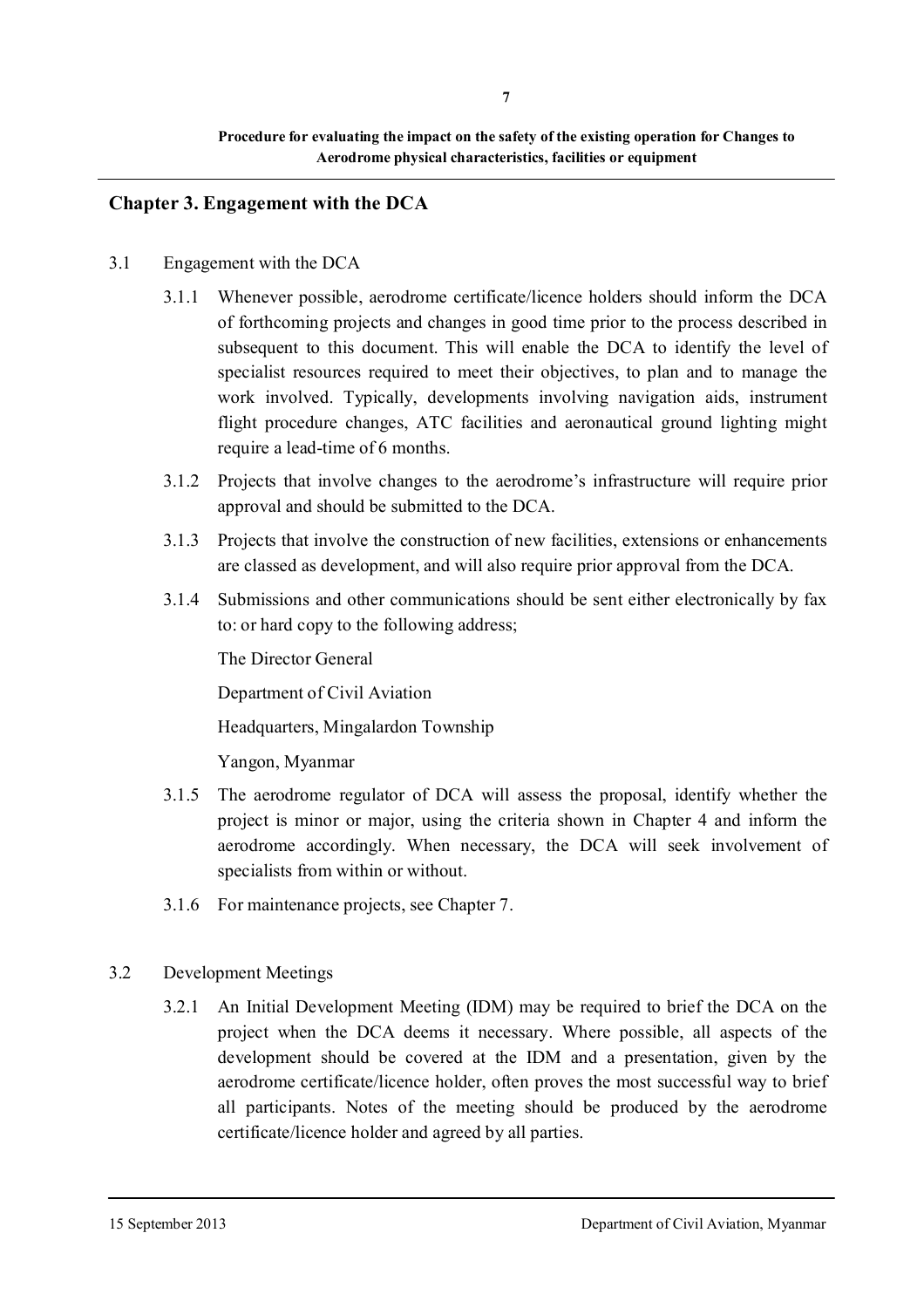## Chapter 3. Engagement with the DCA

3.1 Engagement with the DCA

3.1.1 Whenever possible, aerodrome certificate/licence holders should inform the DCA of forthcoming projects and changes in good time prior to the process described in subsequent to this document. This will enable the DCA to identify the level of specialist resources required to meet their objectives, to plan and to manage the work involved. Typically, developments involving navigation aids, instrument flight procedure changes, ATC facilities and aeronautical ground lighting might require a lead-time of 6 months.

3.1.2 Projects that involve changes to the aerodrome's infrastructure will require prior approval and should be submitted to the DCA.

3.1.3 Projects that involve the construction of new facilities, extensions or enhancements are classed as development, and will also require prior approval from the DCA.

3.1.4 Submissions and other communications should be sent either electronically by fax to: or hard copy to the following address;

The Director General

Department of Civil Aviation

Headquarters, Mingalardon Township

Yangon, Myanmar

3.1.5 The aerodrome regulator of DCA will assess the proposal, identify whether the project is minor or major, using the criteria shown in Chapter 4 and inform the aerodrome accordingly. When necessary, the DCA will seek involvement of specialists from within or without.

3.1.6 For maintenance projects, see Chapter 7.

3.2 Development Meetings

3.2.1 An Initial Development Meeting (IDM) may be required to brief the DCA on the project when the DCA deems it necessary. Where possible, all aspects of the development should be covered at the IDM and a presentation, given by the aerodrome certificate/licence holder, often proves the most successful way to brief all participants. Notes of the meeting should be produced by the aerodrome certificate/licence holder and agreed by all parties.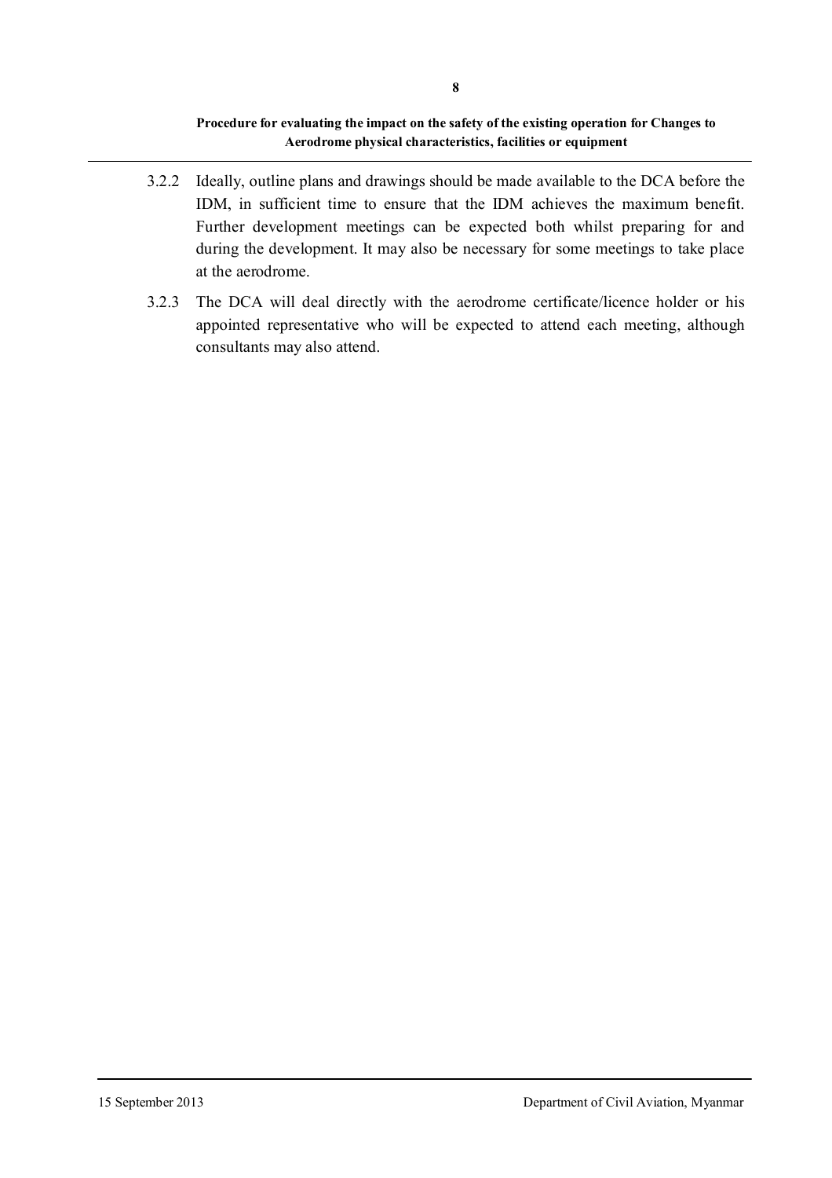3.2.2 Ideally, outline plans and drawings should be made available to the DCA before the IDM, in sufficient time to ensure that the IDM achieves the maximum benefit. Further development meetings can be expected both whilst preparing for and during the development. It may also be necessary for some meetings to take place at the aerodrome.

3.2.3 The DCA will deal directly with the aerodrome certificate/licence holder or his appointed representative who will be expected to attend each meeting, although consultants may also attend.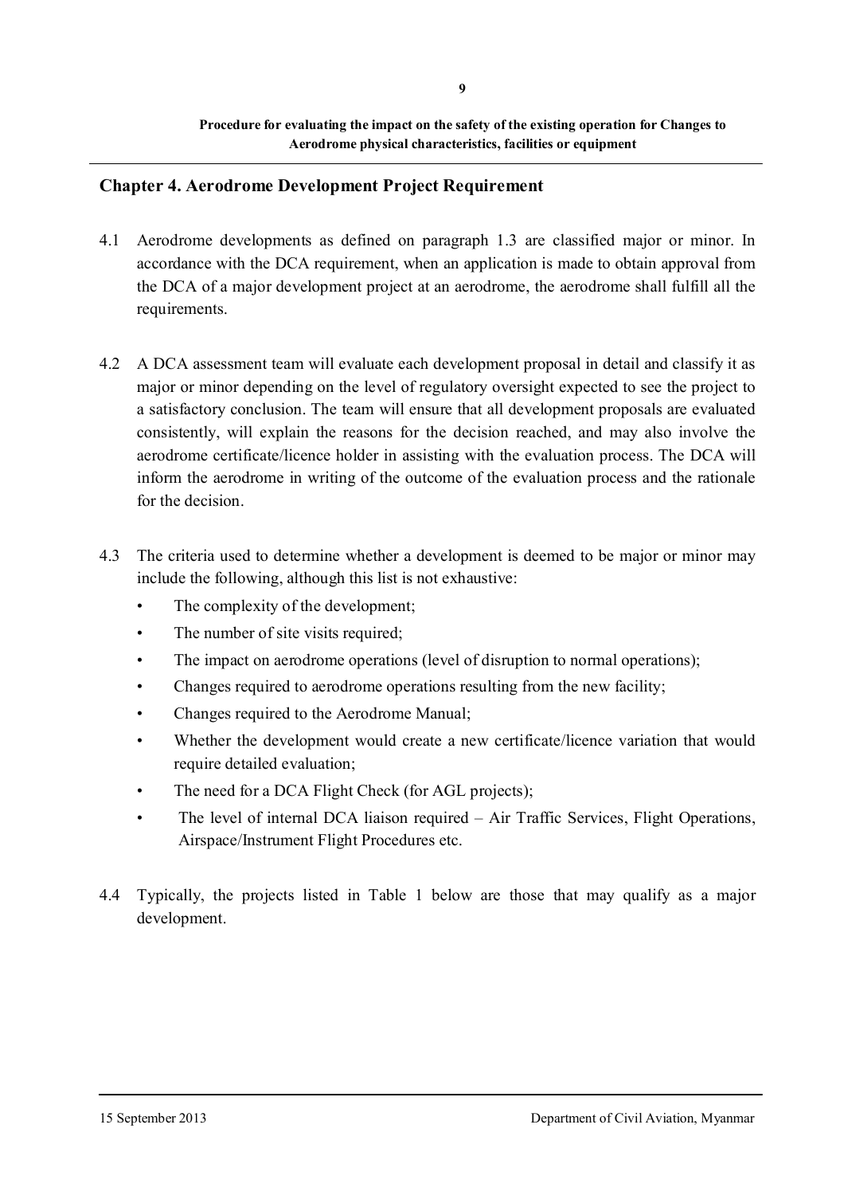## Chapter 4. Aerodrome Development Project Requirement

4.1 Aerodrome developments as defined on paragraph 1.3 are classified major or minor. In accordance with the DCA requirement, when an application is made to obtain approval from the DCA of a major development project at an aerodrome, the aerodrome shall fulfill all the requirements.

4.2 A DCA assessment team will evaluate each development proposal in detail and classify it as major or minor depending on the level of regulatory oversight expected to see the project to a satisfactory conclusion. The team will ensure that all development proposals are evaluated consistently, will explain the reasons for the decision reached, and may also involve the aerodrome certificate/licence holder in assisting with the evaluation process. The DCA will inform the aerodrome in writing of the outcome of the evaluation process and the rationale for the decision.

4.3 The criteria used to determine whether a development is deemed to be major or minor may include the following, although this list is not exhaustive:

- The complexity of the development;
- The number of site visits required;
- The impact on aerodrome operations (level of disruption to normal operations);
- Changes required to aerodrome operations resulting from the new facility;
- Changes required to the Aerodrome Manual;
- Whether the development would create a new certificate/licence variation that would require detailed evaluation;
- The need for a DCA Flight Check (for AGL projects);
- The level of internal DCA liaison required – Air Traffic Services, Flight Operations, Airspace/Instrument Flight Procedures etc.

4.4 Typically, the projects listed in Table 1 below are those that may qualify as a major development.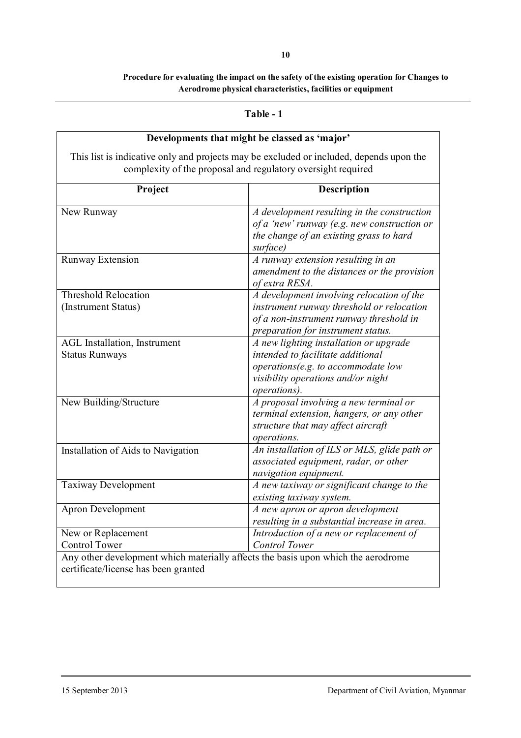**Procedure for evaluating the impact on the safety of the existing operation for Changes to Aerodrome physical characteristics, facilities or equipment**

---

**Table - 1**

| **Developments that might be classed as 'major'** | |
|---|---|
| This list is indicative only and projects may be excluded or included, depends upon the complexity of the proposal and regulatory oversight required | |
| **Project** | **Description** |
| New Runway | *A development resulting in the construction of a 'new' runway (e.g. new construction or the change of an existing grass to hard surface)* |
| Runway Extension | *A runway extension resulting in an amendment to the distances or the provision of extra RESA.* |
| Threshold Relocation (Instrument Status) | *A development involving relocation of the instrument runway threshold or relocation of a non-instrument runway threshold in preparation for instrument status.* |
| AGL Installation, Instrument Status Runways | *A new lighting installation or upgrade intended to facilitate additional operations(e.g. to accommodate low visibility operations and/or night operations).* |
| New Building/Structure | *A proposal involving a new terminal or terminal extension, hangers, or any other structure that may affect aircraft operations.* |
| Installation of Aids to Navigation | *An installation of ILS or MLS, glide path or associated equipment, radar, or other navigation equipment.* |
| Taxiway Development | *A new taxiway or significant change to the existing taxiway system.* |
| Apron Development | *A new apron or apron development resulting in a substantial increase in area.* |
| New or Replacement Control Tower | *Introduction of a new or replacement of Control Tower* |
| Any other development which materially affects the basis upon which the aerodrome certificate/license has been granted | |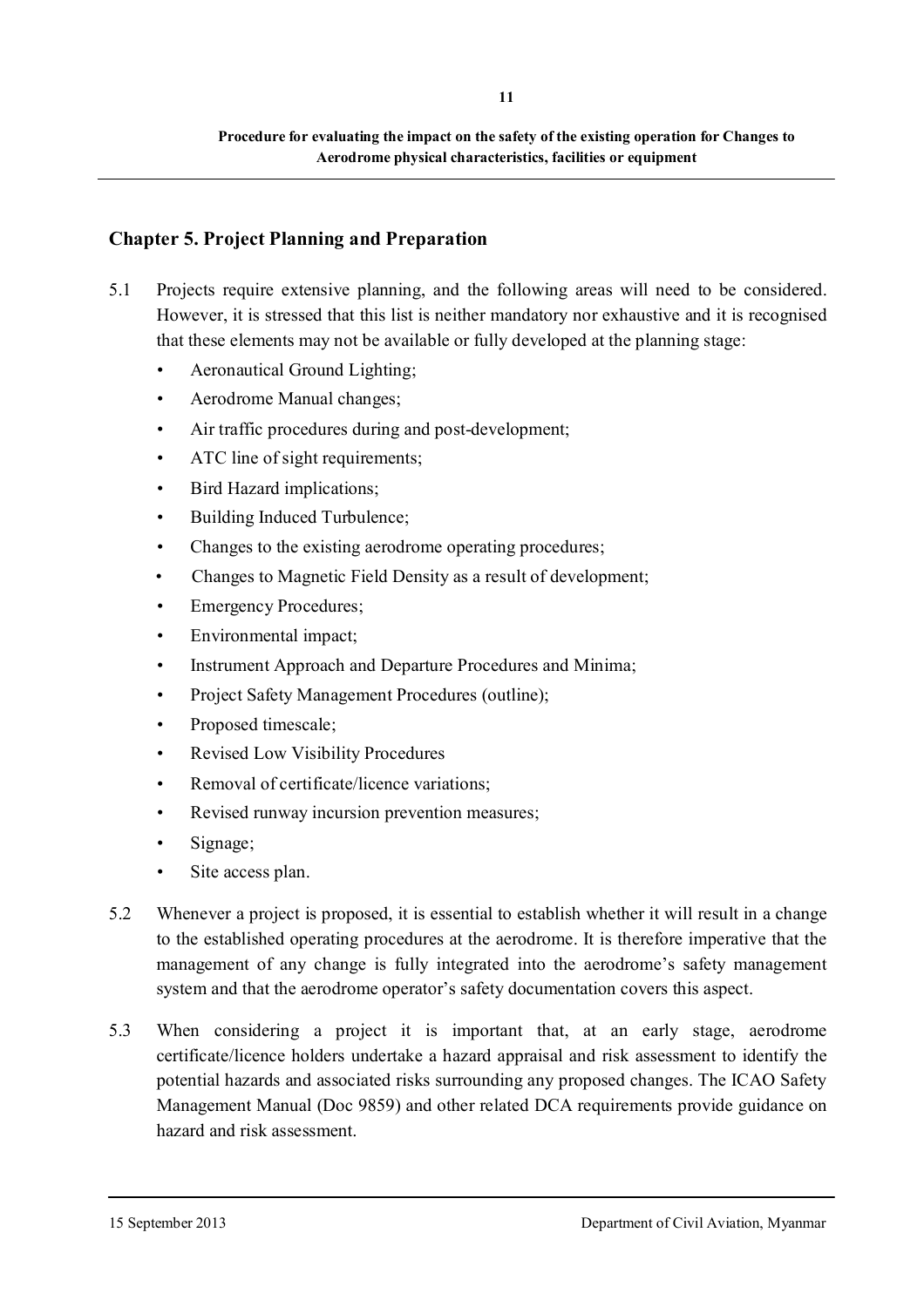## Chapter 5. Project Planning and Preparation

5.1 Projects require extensive planning, and the following areas will need to be considered. However, it is stressed that this list is neither mandatory nor exhaustive and it is recognised that these elements may not be available or fully developed at the planning stage:

- Aeronautical Ground Lighting;
- Aerodrome Manual changes;
- Air traffic procedures during and post-development;
- ATC line of sight requirements;
- Bird Hazard implications;
- Building Induced Turbulence;
- Changes to the existing aerodrome operating procedures;
- Changes to Magnetic Field Density as a result of development;
- Emergency Procedures;
- Environmental impact;
- Instrument Approach and Departure Procedures and Minima;
- Project Safety Management Procedures (outline);
- Proposed timescale;
- Revised Low Visibility Procedures
- Removal of certificate/licence variations;
- Revised runway incursion prevention measures;
- Signage;
- Site access plan.

5.2 Whenever a project is proposed, it is essential to establish whether it will result in a change to the established operating procedures at the aerodrome. It is therefore imperative that the management of any change is fully integrated into the aerodrome's safety management system and that the aerodrome operator's safety documentation covers this aspect.

5.3 When considering a project it is important that, at an early stage, aerodrome certificate/licence holders undertake a hazard appraisal and risk assessment to identify the potential hazards and associated risks surrounding any proposed changes. The ICAO Safety Management Manual (Doc 9859) and other related DCA requirements provide guidance on hazard and risk assessment.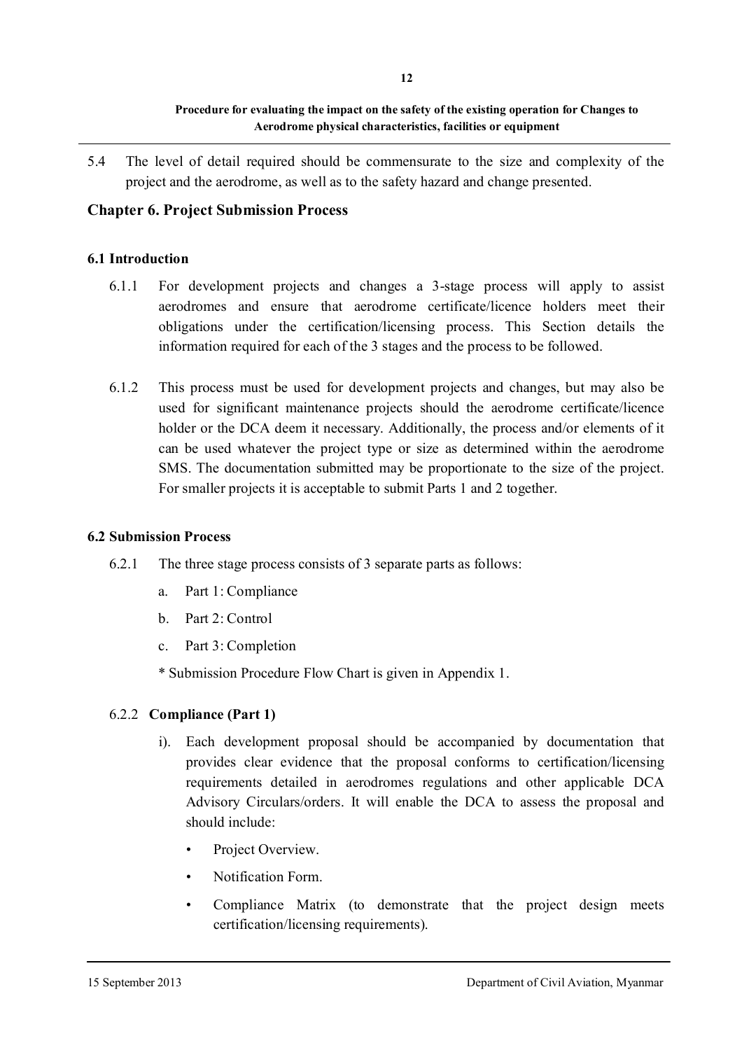5.4 The level of detail required should be commensurate to the size and complexity of the project and the aerodrome, as well as to the safety hazard and change presented.

## Chapter 6. Project Submission Process

### 6.1 Introduction

6.1.1 For development projects and changes a 3-stage process will apply to assist aerodromes and ensure that aerodrome certificate/licence holders meet their obligations under the certification/licensing process. This Section details the information required for each of the 3 stages and the process to be followed.

6.1.2 This process must be used for development projects and changes, but may also be used for significant maintenance projects should the aerodrome certificate/licence holder or the DCA deem it necessary. Additionally, the process and/or elements of it can be used whatever the project type or size as determined within the aerodrome SMS. The documentation submitted may be proportionate to the size of the project. For smaller projects it is acceptable to submit Parts 1 and 2 together.

### 6.2 Submission Process

6.2.1 The three stage process consists of 3 separate parts as follows:

a. Part 1: Compliance

b. Part 2: Control

c. Part 3: Completion

\* Submission Procedure Flow Chart is given in Appendix 1.

6.2.2 **Compliance (Part 1)**

i). Each development proposal should be accompanied by documentation that provides clear evidence that the proposal conforms to certification/licensing requirements detailed in aerodromes regulations and other applicable DCA Advisory Circulars/orders. It will enable the DCA to assess the proposal and should include:

- Project Overview.
- Notification Form.
- Compliance Matrix (to demonstrate that the project design meets certification/licensing requirements).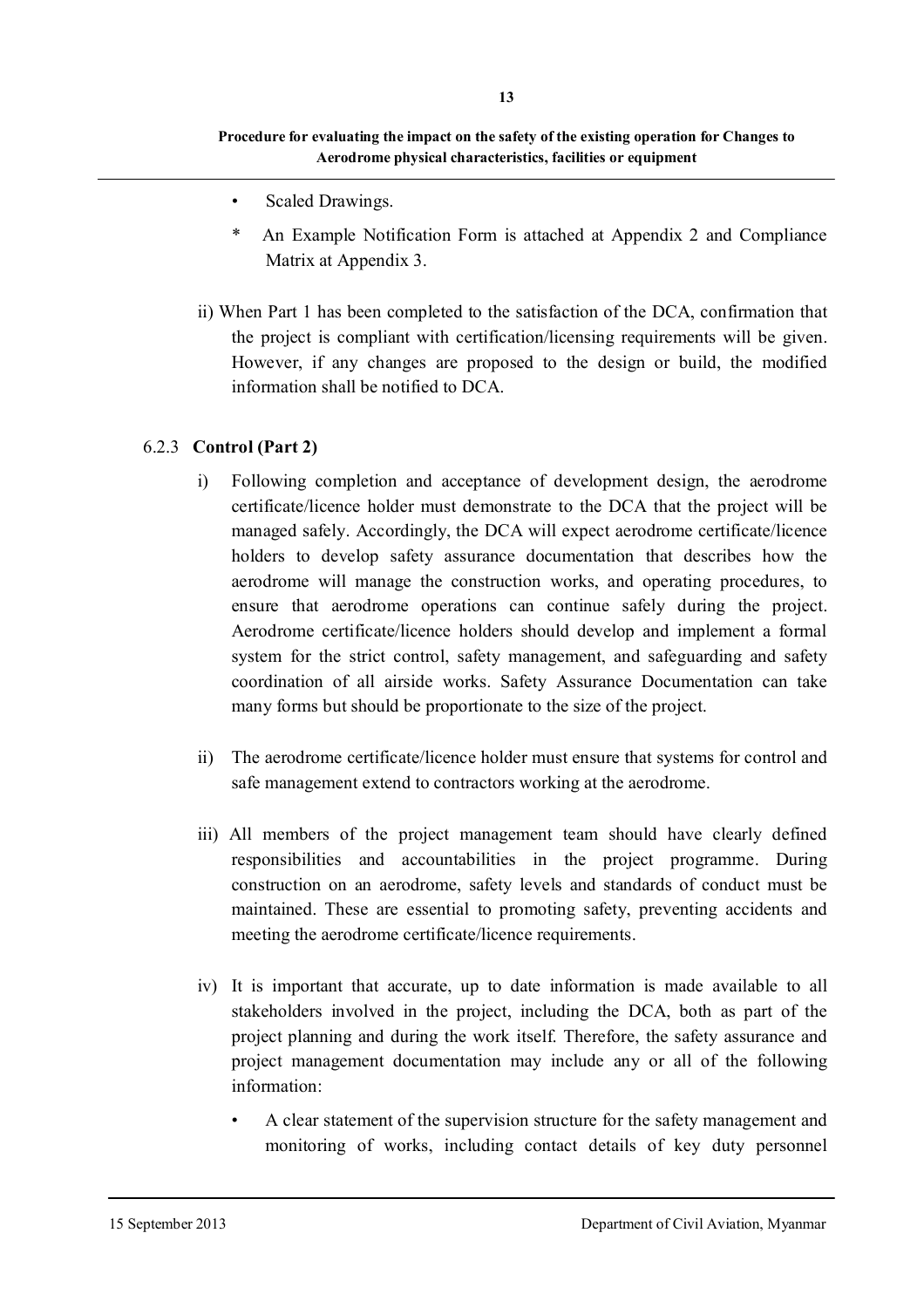- Scaled Drawings.

\* An Example Notification Form is attached at Appendix 2 and Compliance Matrix at Appendix 3.

ii) When Part 1 has been completed to the satisfaction of the DCA, confirmation that the project is compliant with certification/licensing requirements will be given. However, if any changes are proposed to the design or build, the modified information shall be notified to DCA.

### 6.2.3 **Control (Part 2)**

i) Following completion and acceptance of development design, the aerodrome certificate/licence holder must demonstrate to the DCA that the project will be managed safely. Accordingly, the DCA will expect aerodrome certificate/licence holders to develop safety assurance documentation that describes how the aerodrome will manage the construction works, and operating procedures, to ensure that aerodrome operations can continue safely during the project. Aerodrome certificate/licence holders should develop and implement a formal system for the strict control, safety management, and safeguarding and safety coordination of all airside works. Safety Assurance Documentation can take many forms but should be proportionate to the size of the project.

ii) The aerodrome certificate/licence holder must ensure that systems for control and safe management extend to contractors working at the aerodrome.

iii) All members of the project management team should have clearly defined responsibilities and accountabilities in the project programme. During construction on an aerodrome, safety levels and standards of conduct must be maintained. These are essential to promoting safety, preventing accidents and meeting the aerodrome certificate/licence requirements.

iv) It is important that accurate, up to date information is made available to all stakeholders involved in the project, including the DCA, both as part of the project planning and during the work itself. Therefore, the safety assurance and project management documentation may include any or all of the following information:

- A clear statement of the supervision structure for the safety management and monitoring of works, including contact details of key duty personnel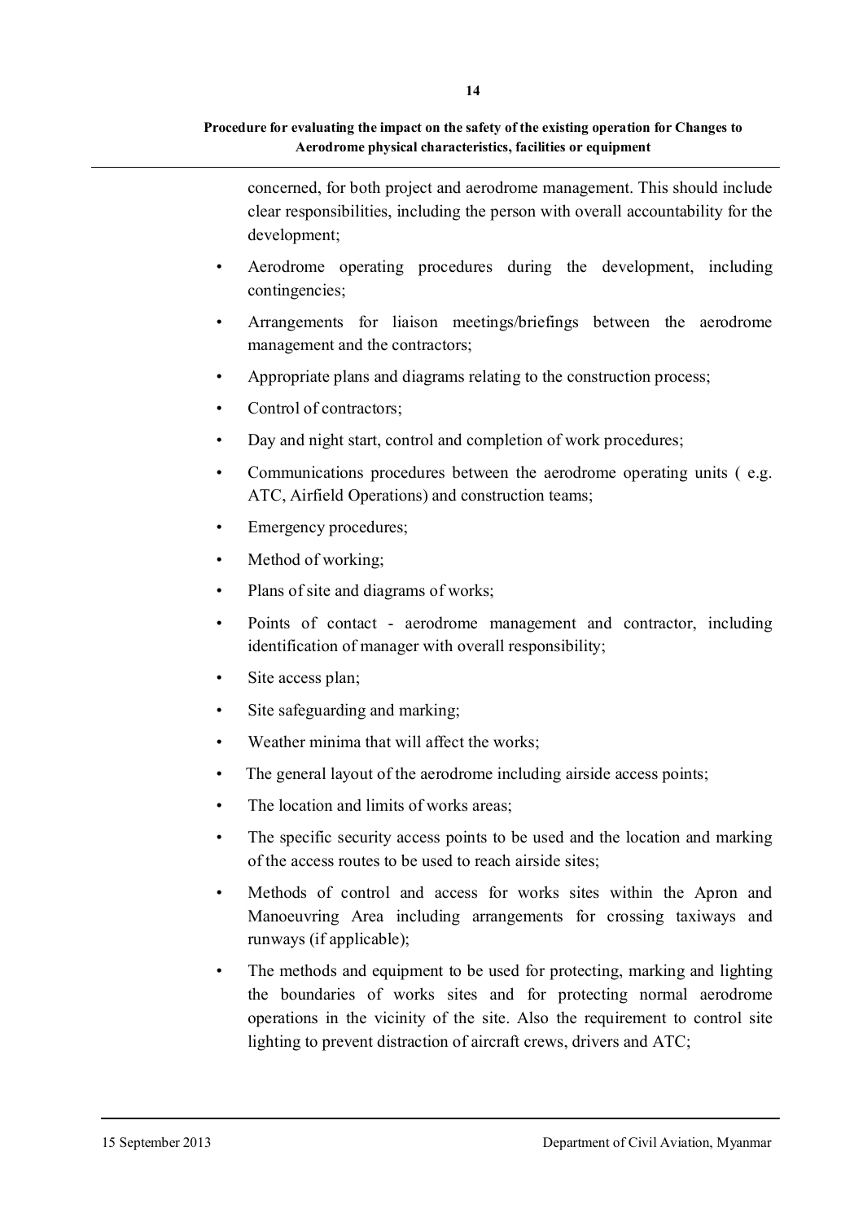concerned, for both project and aerodrome management. This should include clear responsibilities, including the person with overall accountability for the development;

- Aerodrome operating procedures during the development, including contingencies;
- Arrangements for liaison meetings/briefings between the aerodrome management and the contractors;
- Appropriate plans and diagrams relating to the construction process;
- Control of contractors;
- Day and night start, control and completion of work procedures;
- Communications procedures between the aerodrome operating units ( e.g. ATC, Airfield Operations) and construction teams;
- Emergency procedures;
- Method of working;
- Plans of site and diagrams of works;
- Points of contact - aerodrome management and contractor, including identification of manager with overall responsibility;
- Site access plan;
- Site safeguarding and marking;
- Weather minima that will affect the works;
- The general layout of the aerodrome including airside access points;
- The location and limits of works areas;
- The specific security access points to be used and the location and marking of the access routes to be used to reach airside sites;
- Methods of control and access for works sites within the Apron and Manoeuvring Area including arrangements for crossing taxiways and runways (if applicable);
- The methods and equipment to be used for protecting, marking and lighting the boundaries of works sites and for protecting normal aerodrome operations in the vicinity of the site. Also the requirement to control site lighting to prevent distraction of aircraft crews, drivers and ATC;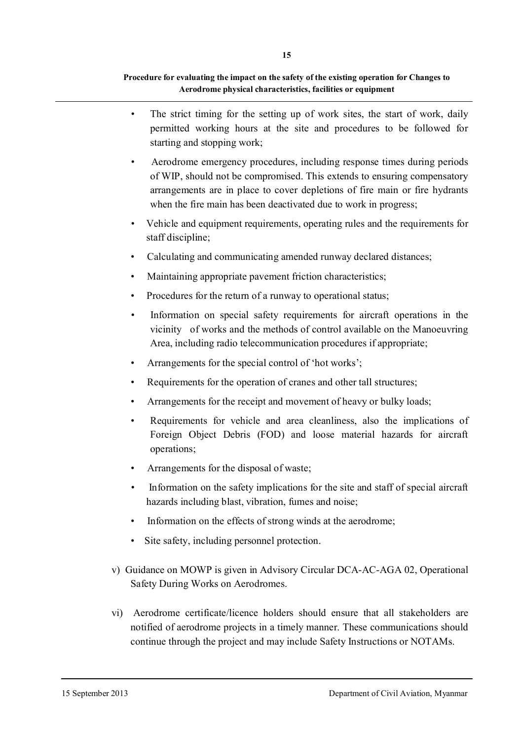- The strict timing for the setting up of work sites, the start of work, daily permitted working hours at the site and procedures to be followed for starting and stopping work;
- Aerodrome emergency procedures, including response times during periods of WIP, should not be compromised. This extends to ensuring compensatory arrangements are in place to cover depletions of fire main or fire hydrants when the fire main has been deactivated due to work in progress;
- Vehicle and equipment requirements, operating rules and the requirements for staff discipline;
- Calculating and communicating amended runway declared distances;
- Maintaining appropriate pavement friction characteristics;
- Procedures for the return of a runway to operational status;
- Information on special safety requirements for aircraft operations in the vicinity of works and the methods of control available on the Manoeuvring Area, including radio telecommunication procedures if appropriate;
- Arrangements for the special control of 'hot works';
- Requirements for the operation of cranes and other tall structures;
- Arrangements for the receipt and movement of heavy or bulky loads;
- Requirements for vehicle and area cleanliness, also the implications of Foreign Object Debris (FOD) and loose material hazards for aircraft operations;
- Arrangements for the disposal of waste;
- Information on the safety implications for the site and staff of special aircraft hazards including blast, vibration, fumes and noise;
- Information on the effects of strong winds at the aerodrome;
- Site safety, including personnel protection.

v) Guidance on MOWP is given in Advisory Circular DCA-AC-AGA 02, Operational Safety During Works on Aerodromes.

vi) Aerodrome certificate/licence holders should ensure that all stakeholders are notified of aerodrome projects in a timely manner. These communications should continue through the project and may include Safety Instructions or NOTAMs.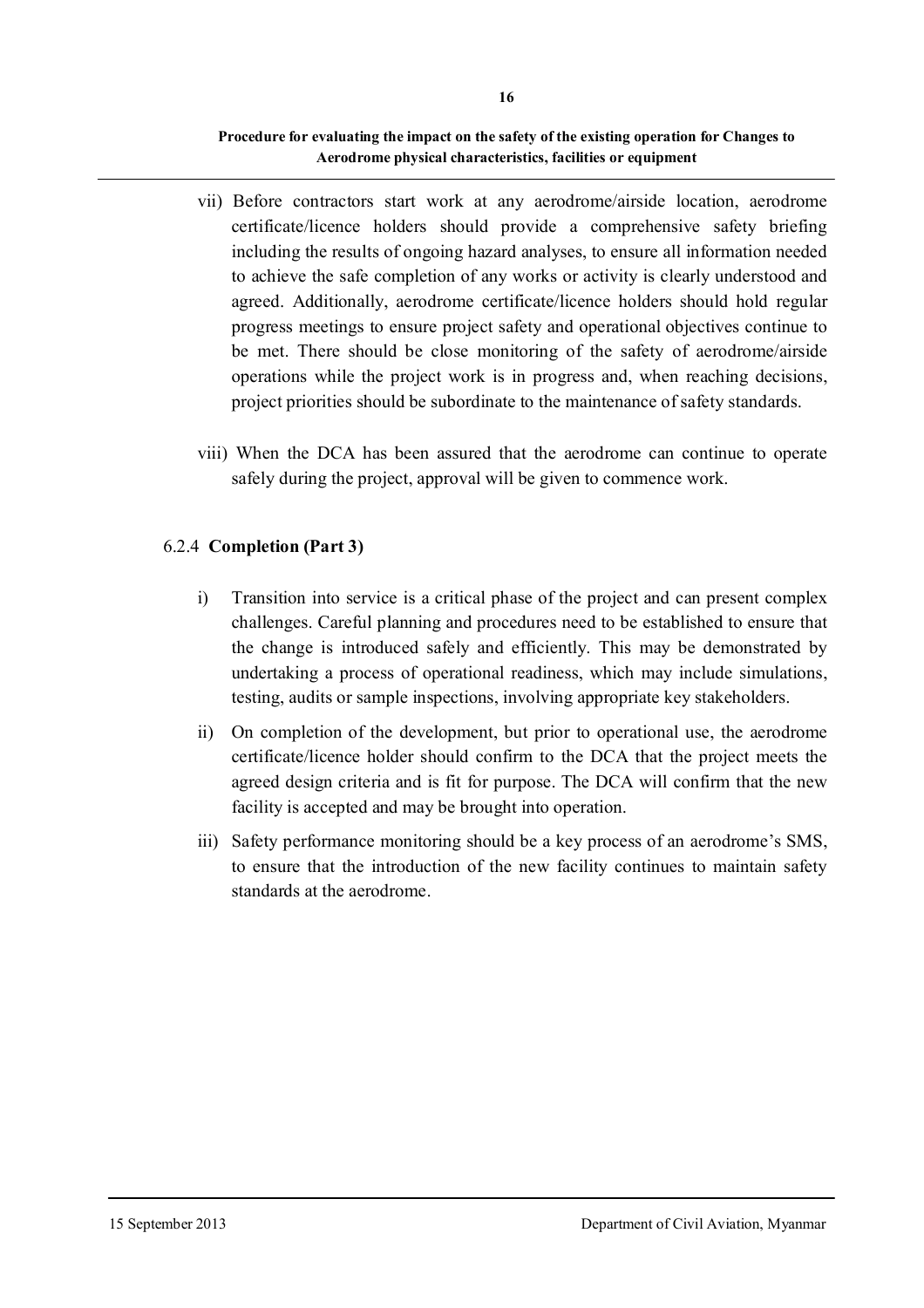vii) Before contractors start work at any aerodrome/airside location, aerodrome certificate/licence holders should provide a comprehensive safety briefing including the results of ongoing hazard analyses, to ensure all information needed to achieve the safe completion of any works or activity is clearly understood and agreed. Additionally, aerodrome certificate/licence holders should hold regular progress meetings to ensure project safety and operational objectives continue to be met. There should be close monitoring of the safety of aerodrome/airside operations while the project work is in progress and, when reaching decisions, project priorities should be subordinate to the maintenance of safety standards.

viii) When the DCA has been assured that the aerodrome can continue to operate safely during the project, approval will be given to commence work.

6.2.4 **Completion (Part 3)**

i) Transition into service is a critical phase of the project and can present complex challenges. Careful planning and procedures need to be established to ensure that the change is introduced safely and efficiently. This may be demonstrated by undertaking a process of operational readiness, which may include simulations, testing, audits or sample inspections, involving appropriate key stakeholders.

ii) On completion of the development, but prior to operational use, the aerodrome certificate/licence holder should confirm to the DCA that the project meets the agreed design criteria and is fit for purpose. The DCA will confirm that the new facility is accepted and may be brought into operation.

iii) Safety performance monitoring should be a key process of an aerodrome's SMS, to ensure that the introduction of the new facility continues to maintain safety standards at the aerodrome.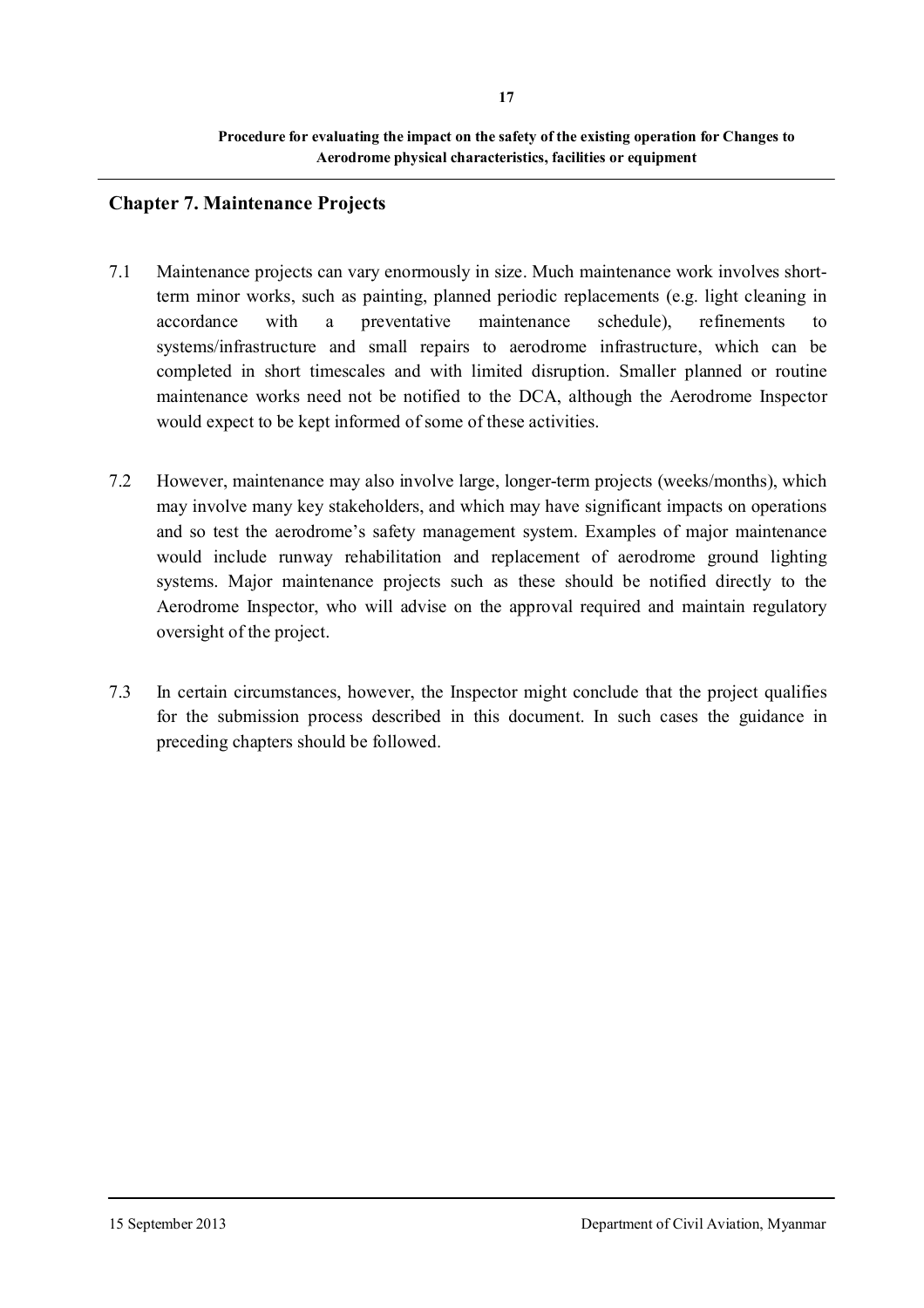## Chapter 7. Maintenance Projects

7.1 Maintenance projects can vary enormously in size. Much maintenance work involves short-term minor works, such as painting, planned periodic replacements (e.g. light cleaning in accordance with a preventative maintenance schedule), refinements to systems/infrastructure and small repairs to aerodrome infrastructure, which can be completed in short timescales and with limited disruption. Smaller planned or routine maintenance works need not be notified to the DCA, although the Aerodrome Inspector would expect to be kept informed of some of these activities.

7.2 However, maintenance may also involve large, longer-term projects (weeks/months), which may involve many key stakeholders, and which may have significant impacts on operations and so test the aerodrome's safety management system. Examples of major maintenance would include runway rehabilitation and replacement of aerodrome ground lighting systems. Major maintenance projects such as these should be notified directly to the Aerodrome Inspector, who will advise on the approval required and maintain regulatory oversight of the project.

7.3 In certain circumstances, however, the Inspector might conclude that the project qualifies for the submission process described in this document. In such cases the guidance in preceding chapters should be followed.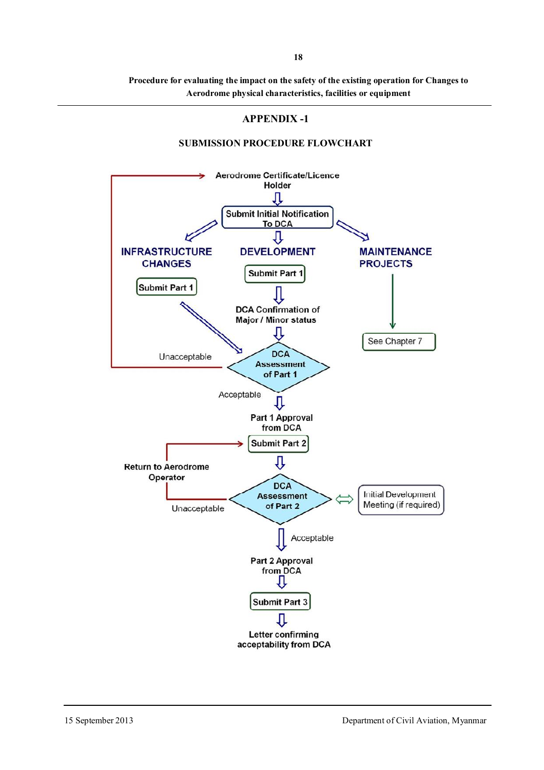## APPENDIX -1

### SUBMISSION PROCEDURE FLOWCHART

Aerodrome Certificate/Licence Holder

Submit Initial Notification To DCA

INFRASTRUCTURE CHANGES

DEVELOPMENT

MAINTENANCE PROJECTS

Submit Part 1

Submit Part 1

DCA Confirmation of Major / Minor status

See Chapter 7

Unacceptable

DCA Assessment of Part 1

Acceptable

Part 1 Approval from DCA

Submit Part 2

Return to Aerodrome Operator

DCA Assessment of Part 2

Initial Development Meeting (if required)

Unacceptable

Acceptable

Part 2 Approval from DCA

Submit Part 3

Letter confirming acceptability from DCA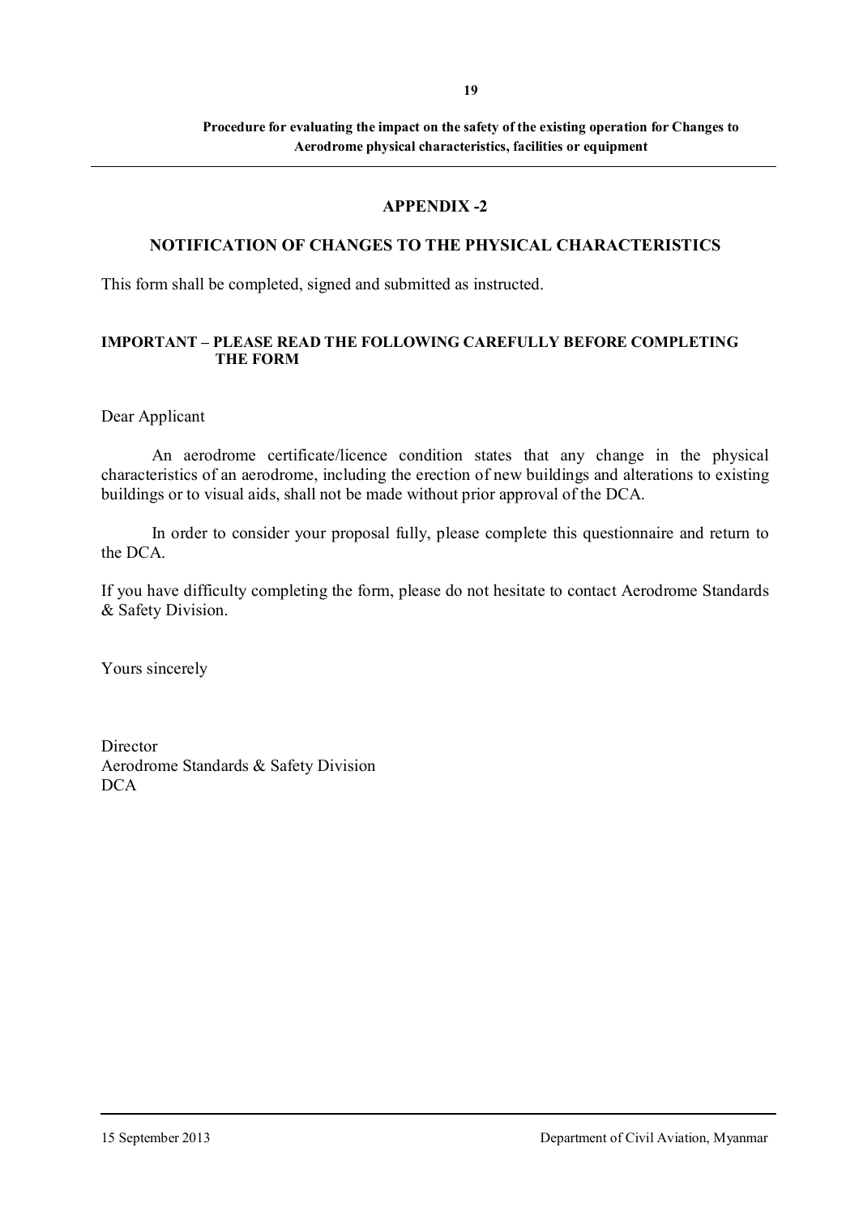## APPENDIX -2

### NOTIFICATION OF CHANGES TO THE PHYSICAL CHARACTERISTICS

This form shall be completed, signed and submitted as instructed.

**IMPORTANT – PLEASE READ THE FOLLOWING CAREFULLY BEFORE COMPLETING THE FORM**

Dear Applicant

An aerodrome certificate/licence condition states that any change in the physical characteristics of an aerodrome, including the erection of new buildings and alterations to existing buildings or to visual aids, shall not be made without prior approval of the DCA.

In order to consider your proposal fully, please complete this questionnaire and return to the DCA.

If you have difficulty completing the form, please do not hesitate to contact Aerodrome Standards & Safety Division.

Yours sincerely

Director
Aerodrome Standards & Safety Division
DCA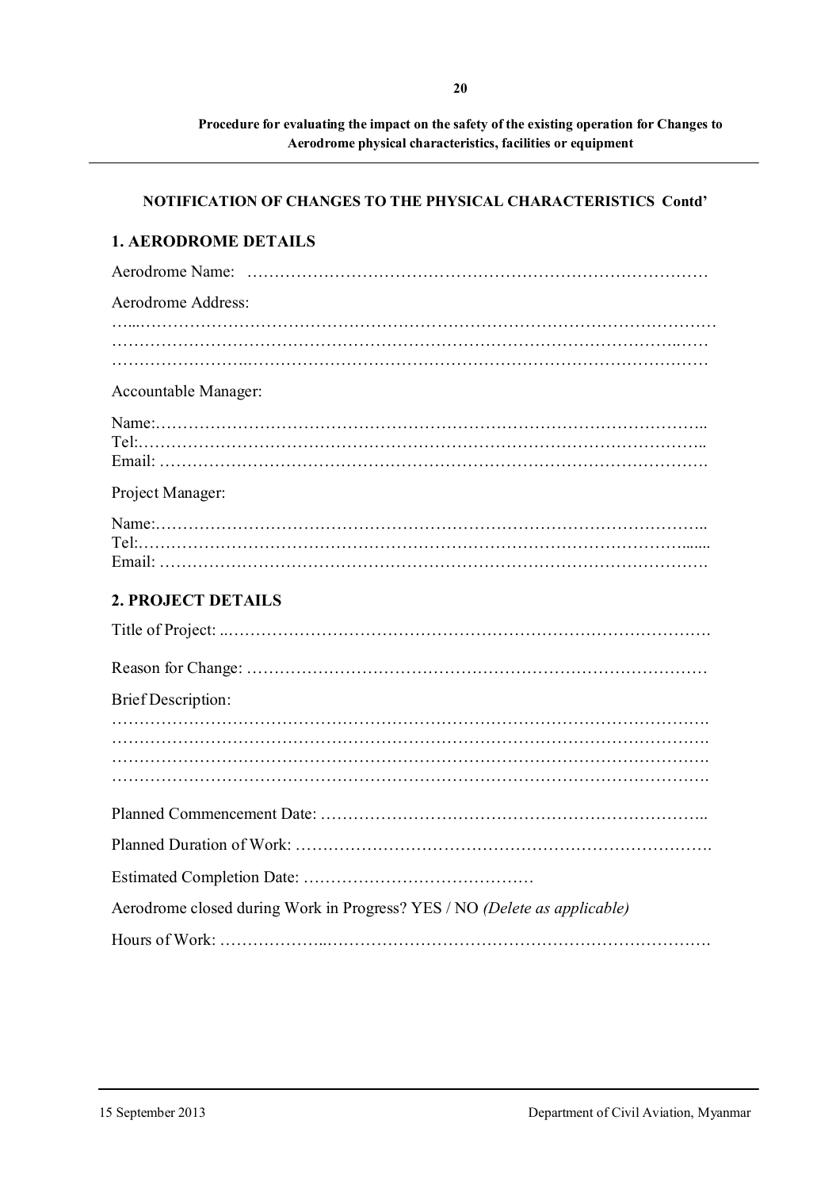**NOTIFICATION OF CHANGES TO THE PHYSICAL CHARACTERISTICS Contd'**

## 1. AERODROME DETAILS

Aerodrome Name: …………………………………………………………………………

Aerodrome Address:

…...……………………………………………………………………………………………
………………………………………………………………………………………..……
……………………..……………………………………………………………………………

Accountable Manager:

Name:……………………………………………………………………………………..
Tel:……………………………………………………………………………………….
Email: ……………………………………………………………………………………….

Project Manager:

Name:……………………………………………………………………………………..
Tel:……………………………………………………………………………………......
Email: ……………………………………………………………………………………….

## 2. PROJECT DETAILS

Title of Project: ..…………………………………………………………………………….

Reason for Change: …………………………………………………………………………

Brief Description:

……………………………………………………………………………………………….
……………………………………………………………………………………………….
……………………………………………………………………………………………….
……………………………………………………………………………………………….

Planned Commencement Date: ……………………………………………………………..

Planned Duration of Work: ………………………………………………………………….

Estimated Completion Date: ……………………………………

Aerodrome closed during Work in Progress? YES / NO *(Delete as applicable)*

Hours of Work: ………………..……………………………………………………………….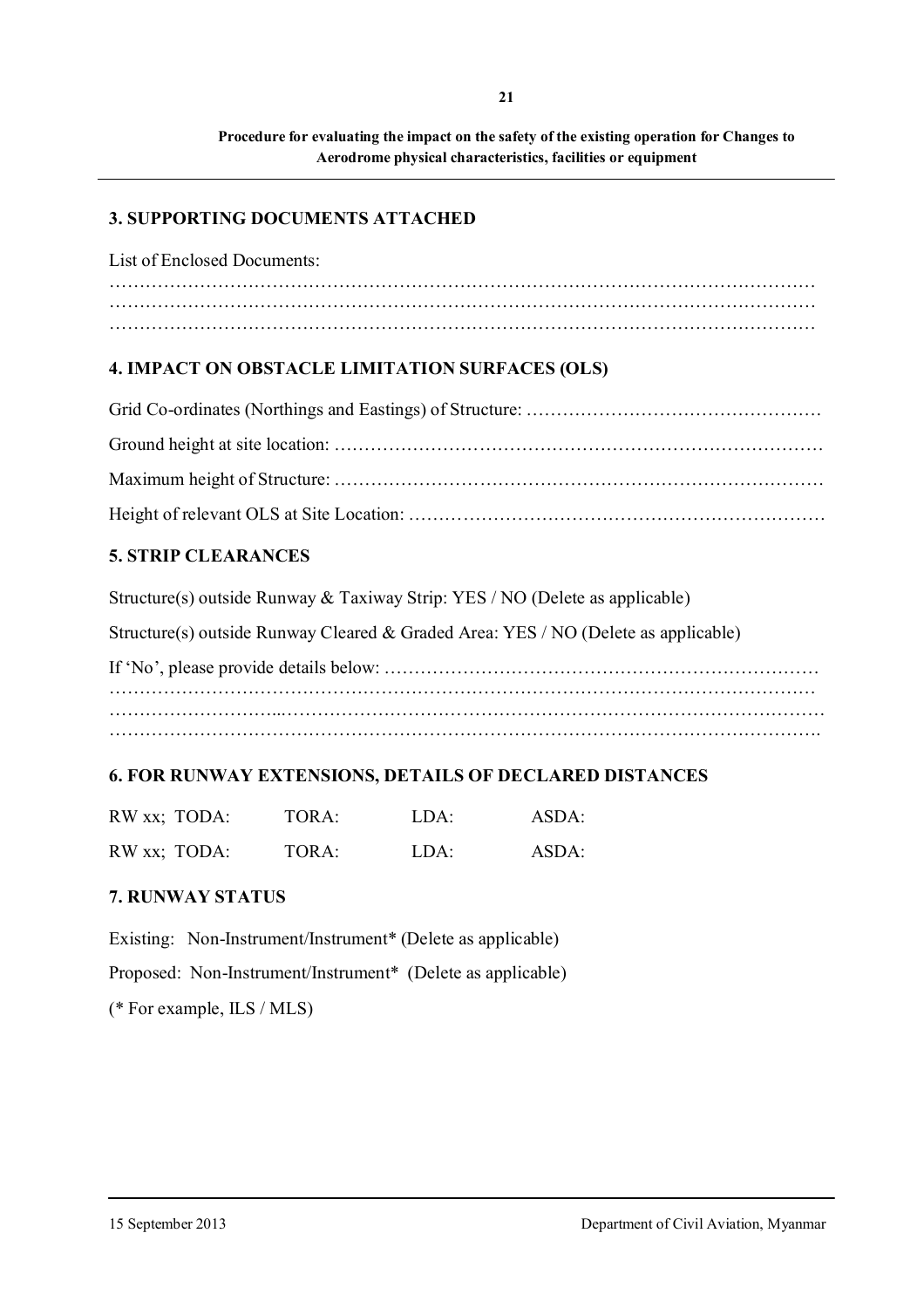## 3. SUPPORTING DOCUMENTS ATTACHED

List of Enclosed Documents:

…………………………………………………………………………………………………………
…………………………………………………………………………………………………………
…………………………………………………………………………………………………………

## 4. IMPACT ON OBSTACLE LIMITATION SURFACES (OLS)

Grid Co-ordinates (Northings and Eastings) of Structure: …………………………………………

Ground height at site location: ………………………………………………………………………

Maximum height of Structure: ………………………………………………………………………

Height of relevant OLS at Site Location: ……………………………………………………………

## 5. STRIP CLEARANCES

Structure(s) outside Runway & Taxiway Strip: YES / NO (Delete as applicable)

Structure(s) outside Runway Cleared & Graded Area: YES / NO (Delete as applicable)

If 'No', please provide details below: ………………………………………………………………
…………………………………………………………………………………………………………
…………………………………………………………………………………………………………
…………………………………………………………………………………………………………

## 6. FOR RUNWAY EXTENSIONS, DETAILS OF DECLARED DISTANCES

| RW xx; TODA: | TORA: | LDA: | ASDA: |
|---|---|---|---|
| RW xx; TODA: | TORA: | LDA: | ASDA: |

## 7. RUNWAY STATUS

Existing: Non-Instrument/Instrument* (Delete as applicable)

Proposed: Non-Instrument/Instrument* (Delete as applicable)

(* For example, ILS / MLS)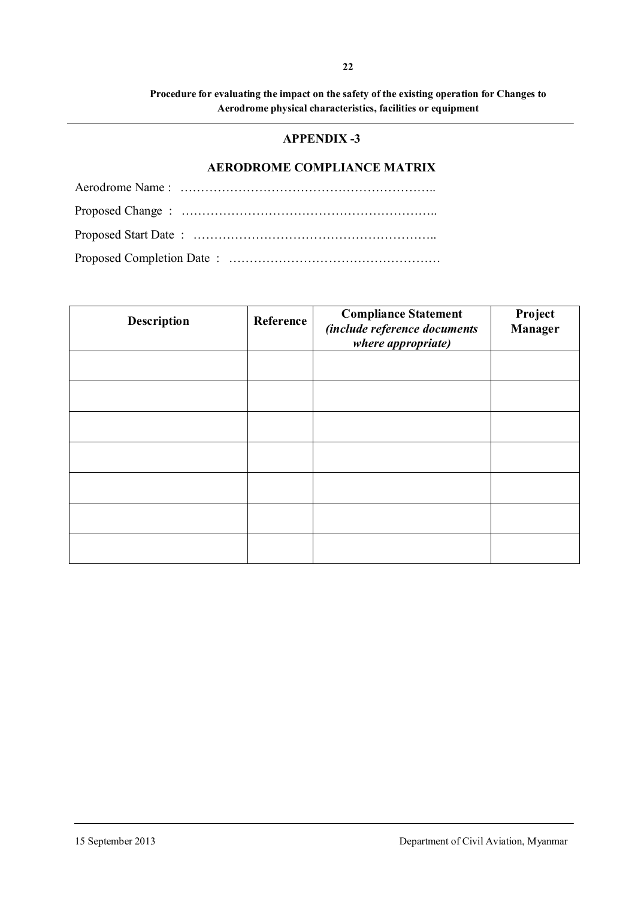## APPENDIX -3

### AERODROME COMPLIANCE MATRIX

Aerodrome Name : ……………………………………………………..

Proposed Change : ……………………………………………………..

Proposed Start Date : …………………………………………………..

Proposed Completion Date : ……………………………………………

| Description | Reference | Compliance Statement *(include reference documents where appropriate)* | Project Manager |
|---|---|---|---|
| | | | |
| | | | |
| | | | |
| | | | |
| | | | |
| | | | |
| | | | |